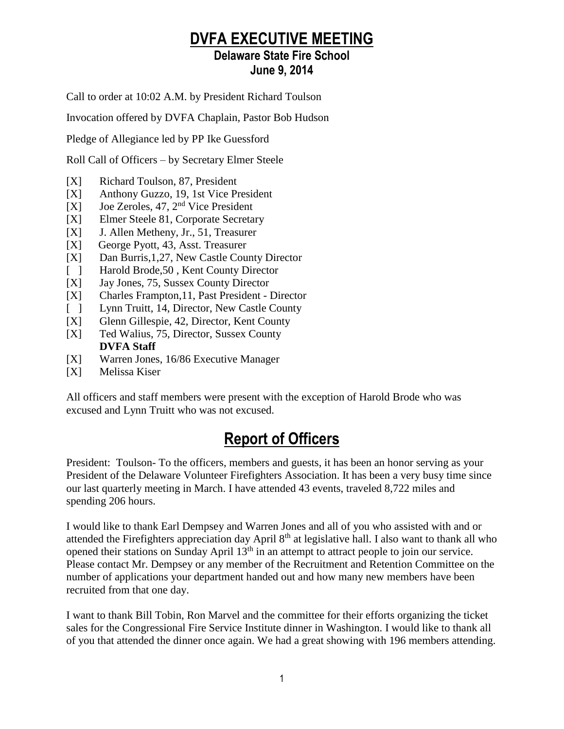# DVFA EXECUTIVE MEETING

## Delaware State Fire School
## June 9, 2014

Call to order at 10:02 A.M. by President Richard Toulson

Invocation offered by DVFA Chaplain, Pastor Bob Hudson

Pledge of Allegiance led by PP Ike Guessford

Roll Call of Officers – by Secretary Elmer Steele

- [X] Richard Toulson, 87, President
- [X] Anthony Guzzo, 19, 1st Vice President
- [X] Joe Zeroles, 47, 2nd Vice President
- [X] Elmer Steele 81, Corporate Secretary
- [X] J. Allen Metheny, Jr., 51, Treasurer
- [X] George Pyott, 43, Asst. Treasurer
- [X] Dan Burris,1,27, New Castle County Director
- [ ] Harold Brode,50 , Kent County Director
- [X] Jay Jones, 75, Sussex County Director
- [X] Charles Frampton,11, Past President - Director
- [ ] Lynn Truitt, 14, Director, New Castle County
- [X] Glenn Gillespie, 42, Director, Kent County
- [X] Ted Walius, 75, Director, Sussex County

**DVFA Staff**

- [X] Warren Jones, 16/86 Executive Manager
- [X] Melissa Kiser

All officers and staff members were present with the exception of Harold Brode who was excused and Lynn Truitt who was not excused.

# Report of Officers

President: Toulson- To the officers, members and guests, it has been an honor serving as your President of the Delaware Volunteer Firefighters Association. It has been a very busy time since our last quarterly meeting in March. I have attended 43 events, traveled 8,722 miles and spending 206 hours.

I would like to thank Earl Dempsey and Warren Jones and all of you who assisted with and or attended the Firefighters appreciation day April 8th at legislative hall. I also want to thank all who opened their stations on Sunday April 13th in an attempt to attract people to join our service. Please contact Mr. Dempsey or any member of the Recruitment and Retention Committee on the number of applications your department handed out and how many new members have been recruited from that one day.

I want to thank Bill Tobin, Ron Marvel and the committee for their efforts organizing the ticket sales for the Congressional Fire Service Institute dinner in Washington. I would like to thank all of you that attended the dinner once again. We had a great showing with 196 members attending.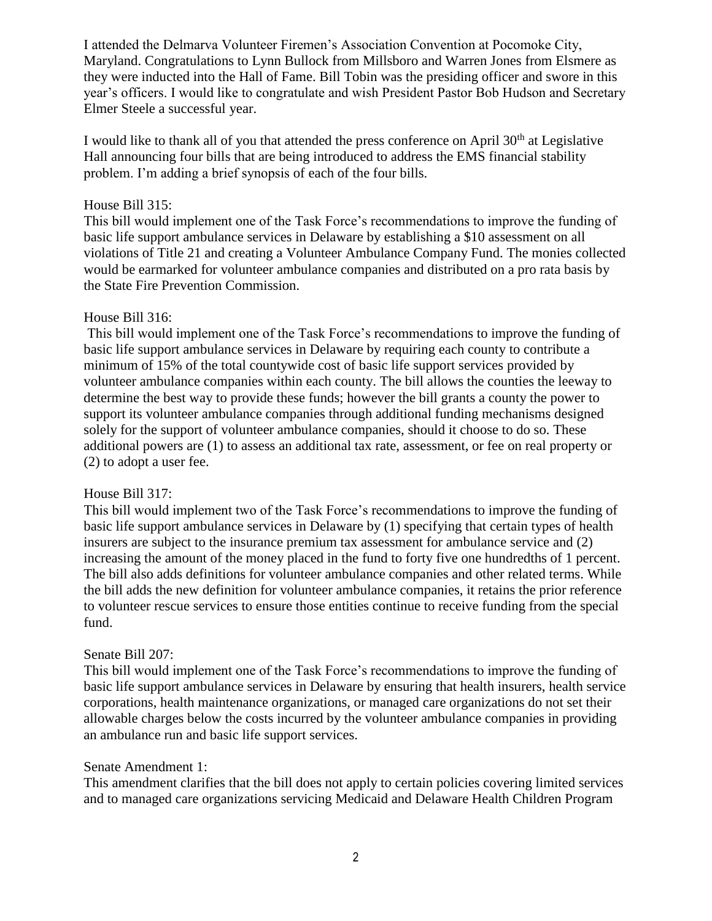I attended the Delmarva Volunteer Firemen's Association Convention at Pocomoke City, Maryland. Congratulations to Lynn Bullock from Millsboro and Warren Jones from Elsmere as they were inducted into the Hall of Fame. Bill Tobin was the presiding officer and swore in this year's officers. I would like to congratulate and wish President Pastor Bob Hudson and Secretary Elmer Steele a successful year.

I would like to thank all of you that attended the press conference on April 30th at Legislative Hall announcing four bills that are being introduced to address the EMS financial stability problem. I'm adding a brief synopsis of each of the four bills.

House Bill 315:
This bill would implement one of the Task Force's recommendations to improve the funding of basic life support ambulance services in Delaware by establishing a $10 assessment on all violations of Title 21 and creating a Volunteer Ambulance Company Fund. The monies collected would be earmarked for volunteer ambulance companies and distributed on a pro rata basis by the State Fire Prevention Commission.

House Bill 316:
This bill would implement one of the Task Force's recommendations to improve the funding of basic life support ambulance services in Delaware by requiring each county to contribute a minimum of 15% of the total countywide cost of basic life support services provided by volunteer ambulance companies within each county. The bill allows the counties the leeway to determine the best way to provide these funds; however the bill grants a county the power to support its volunteer ambulance companies through additional funding mechanisms designed solely for the support of volunteer ambulance companies, should it choose to do so. These additional powers are (1) to assess an additional tax rate, assessment, or fee on real property or (2) to adopt a user fee.

House Bill 317:
This bill would implement two of the Task Force's recommendations to improve the funding of basic life support ambulance services in Delaware by (1) specifying that certain types of health insurers are subject to the insurance premium tax assessment for ambulance service and (2) increasing the amount of the money placed in the fund to forty five one hundredths of 1 percent. The bill also adds definitions for volunteer ambulance companies and other related terms. While the bill adds the new definition for volunteer ambulance companies, it retains the prior reference to volunteer rescue services to ensure those entities continue to receive funding from the special fund.

Senate Bill 207:
This bill would implement one of the Task Force's recommendations to improve the funding of basic life support ambulance services in Delaware by ensuring that health insurers, health service corporations, health maintenance organizations, or managed care organizations do not set their allowable charges below the costs incurred by the volunteer ambulance companies in providing an ambulance run and basic life support services.

Senate Amendment 1:
This amendment clarifies that the bill does not apply to certain policies covering limited services and to managed care organizations servicing Medicaid and Delaware Health Children Program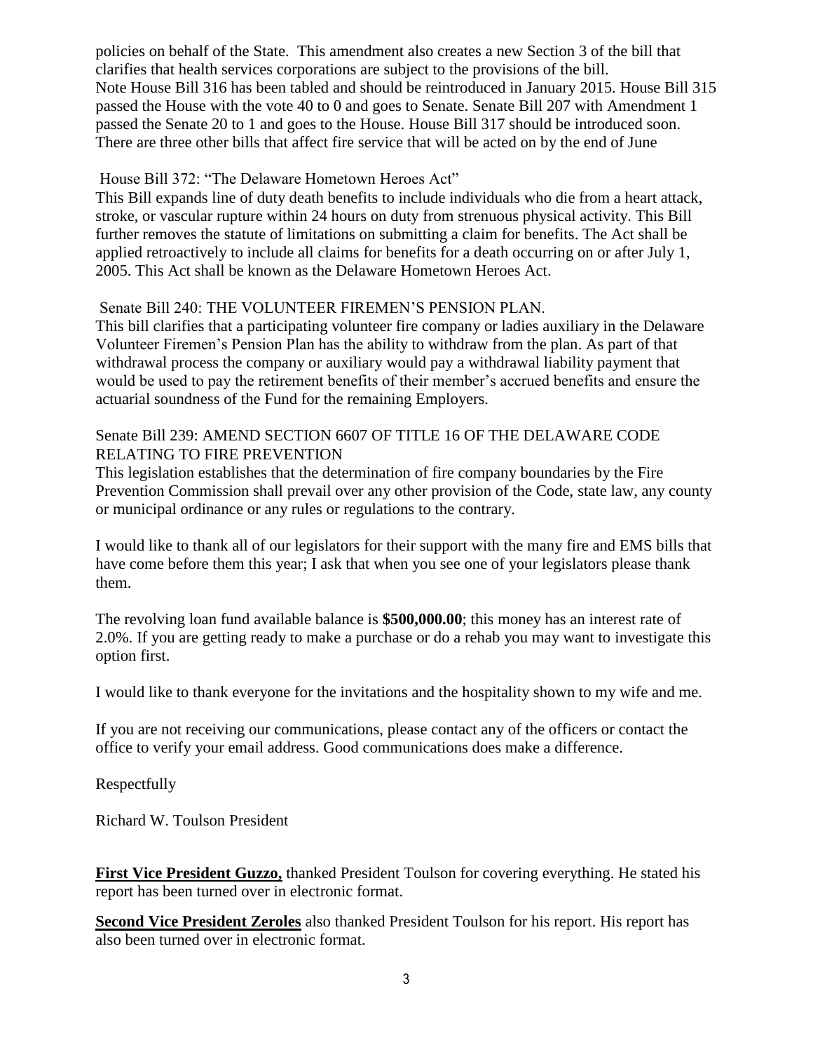policies on behalf of the State. This amendment also creates a new Section 3 of the bill that clarifies that health services corporations are subject to the provisions of the bill.
Note House Bill 316 has been tabled and should be reintroduced in January 2015. House Bill 315 passed the House with the vote 40 to 0 and goes to Senate. Senate Bill 207 with Amendment 1 passed the Senate 20 to 1 and goes to the House. House Bill 317 should be introduced soon. There are three other bills that affect fire service that will be acted on by the end of June

House Bill 372: "The Delaware Hometown Heroes Act"
This Bill expands line of duty death benefits to include individuals who die from a heart attack, stroke, or vascular rupture within 24 hours on duty from strenuous physical activity. This Bill further removes the statute of limitations on submitting a claim for benefits. The Act shall be applied retroactively to include all claims for benefits for a death occurring on or after July 1, 2005. This Act shall be known as the Delaware Hometown Heroes Act.

Senate Bill 240: THE VOLUNTEER FIREMEN'S PENSION PLAN.
This bill clarifies that a participating volunteer fire company or ladies auxiliary in the Delaware Volunteer Firemen's Pension Plan has the ability to withdraw from the plan. As part of that withdrawal process the company or auxiliary would pay a withdrawal liability payment that would be used to pay the retirement benefits of their member's accrued benefits and ensure the actuarial soundness of the Fund for the remaining Employers.

Senate Bill 239: AMEND SECTION 6607 OF TITLE 16 OF THE DELAWARE CODE RELATING TO FIRE PREVENTION
This legislation establishes that the determination of fire company boundaries by the Fire Prevention Commission shall prevail over any other provision of the Code, state law, any county or municipal ordinance or any rules or regulations to the contrary.

I would like to thank all of our legislators for their support with the many fire and EMS bills that have come before them this year; I ask that when you see one of your legislators please thank them.

The revolving loan fund available balance is **$500,000.00**; this money has an interest rate of 2.0%. If you are getting ready to make a purchase or do a rehab you may want to investigate this option first.

I would like to thank everyone for the invitations and the hospitality shown to my wife and me.

If you are not receiving our communications, please contact any of the officers or contact the office to verify your email address. Good communications does make a difference.

Respectfully

Richard W. Toulson President

**First Vice President Guzzo,** thanked President Toulson for covering everything. He stated his report has been turned over in electronic format.

**Second Vice President Zeroles** also thanked President Toulson for his report. His report has also been turned over in electronic format.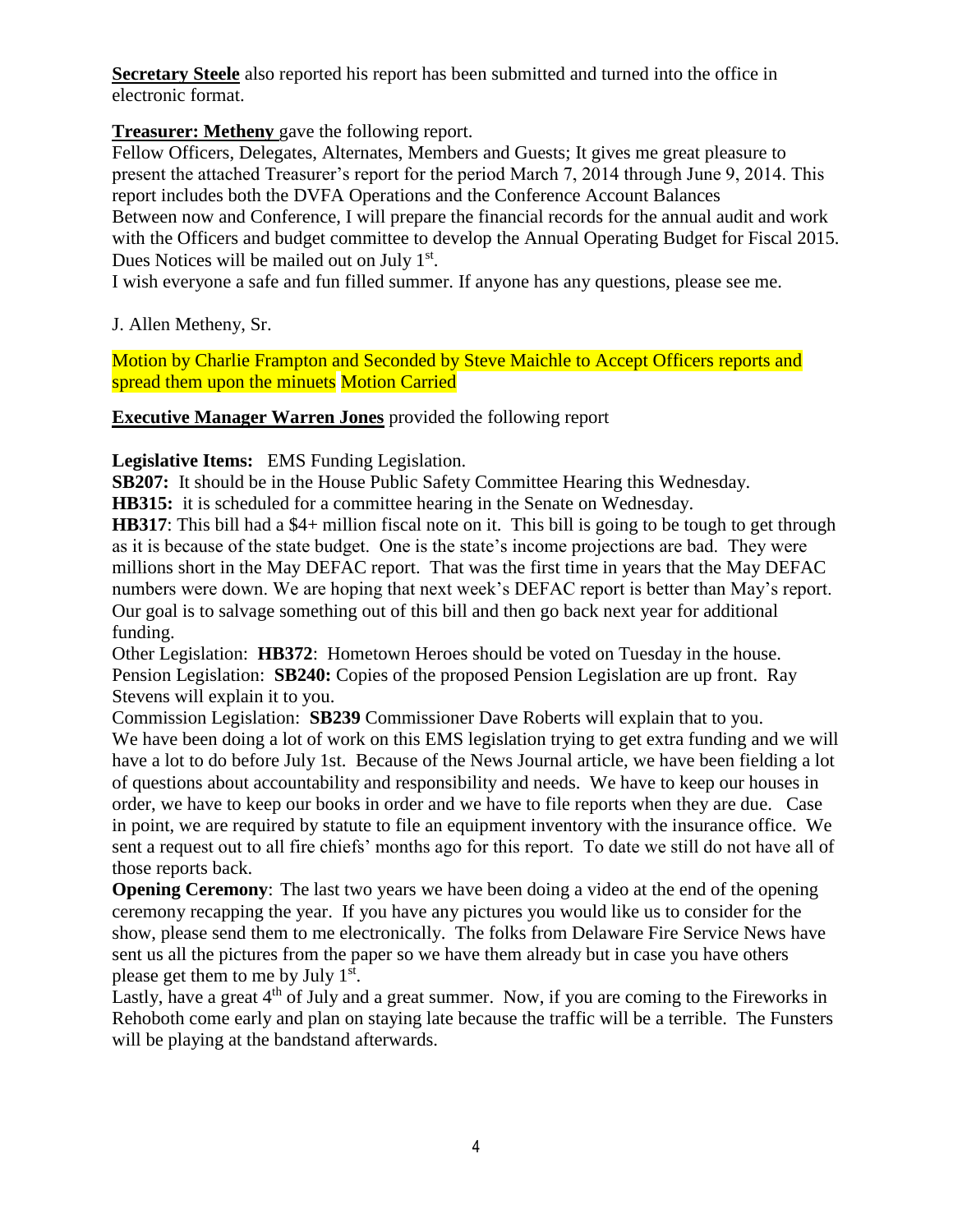**Secretary Steele** also reported his report has been submitted and turned into the office in electronic format.

**Treasurer: Metheny** gave the following report.

Fellow Officers, Delegates, Alternates, Members and Guests; It gives me great pleasure to present the attached Treasurer's report for the period March 7, 2014 through June 9, 2014. This report includes both the DVFA Operations and the Conference Account Balances

Between now and Conference, I will prepare the financial records for the annual audit and work with the Officers and budget committee to develop the Annual Operating Budget for Fiscal 2015. Dues Notices will be mailed out on July 1st.

I wish everyone a safe and fun filled summer. If anyone has any questions, please see me.

J. Allen Metheny, Sr.

Motion by Charlie Frampton and Seconded by Steve Maichle to Accept Officers reports and spread them upon the minuets Motion Carried

**Executive Manager Warren Jones** provided the following report

**Legislative Items:** EMS Funding Legislation.

**SB207:** It should be in the House Public Safety Committee Hearing this Wednesday.

**HB315:** it is scheduled for a committee hearing in the Senate on Wednesday.

**HB317**: This bill had a $4+ million fiscal note on it. This bill is going to be tough to get through as it is because of the state budget. One is the state's income projections are bad. They were millions short in the May DEFAC report. That was the first time in years that the May DEFAC numbers were down. We are hoping that next week's DEFAC report is better than May's report. Our goal is to salvage something out of this bill and then go back next year for additional funding.

Other Legislation: **HB372**: Hometown Heroes should be voted on Tuesday in the house.

Pension Legislation: **SB240:** Copies of the proposed Pension Legislation are up front. Ray Stevens will explain it to you.

Commission Legislation: **SB239** Commissioner Dave Roberts will explain that to you.

We have been doing a lot of work on this EMS legislation trying to get extra funding and we will have a lot to do before July 1st. Because of the News Journal article, we have been fielding a lot of questions about accountability and responsibility and needs. We have to keep our houses in order, we have to keep our books in order and we have to file reports when they are due. Case in point, we are required by statute to file an equipment inventory with the insurance office. We sent a request out to all fire chiefs' months ago for this report. To date we still do not have all of those reports back.

**Opening Ceremony**: The last two years we have been doing a video at the end of the opening ceremony recapping the year. If you have any pictures you would like us to consider for the show, please send them to me electronically. The folks from Delaware Fire Service News have sent us all the pictures from the paper so we have them already but in case you have others please get them to me by July 1st.

Lastly, have a great 4th of July and a great summer. Now, if you are coming to the Fireworks in Rehoboth come early and plan on staying late because the traffic will be a terrible. The Funsters will be playing at the bandstand afterwards.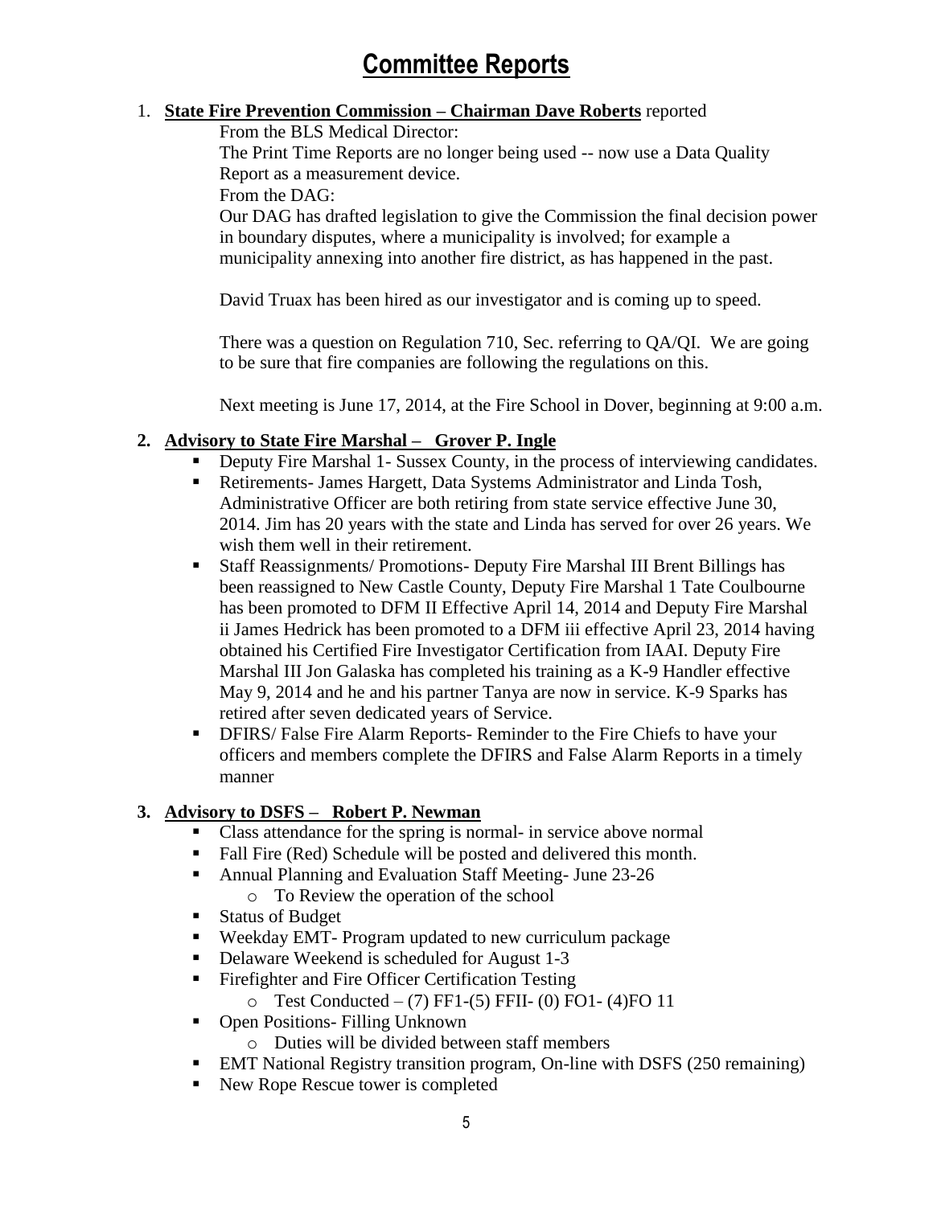# Committee Reports

1. **State Fire Prevention Commission – Chairman Dave Roberts** reported

   From the BLS Medical Director:

   The Print Time Reports are no longer being used -- now use a Data Quality Report as a measurement device.

   From the DAG:

   Our DAG has drafted legislation to give the Commission the final decision power in boundary disputes, where a municipality is involved; for example a municipality annexing into another fire district, as has happened in the past.

   David Truax has been hired as our investigator and is coming up to speed.

   There was a question on Regulation 710, Sec. referring to QA/QI. We are going to be sure that fire companies are following the regulations on this.

   Next meeting is June 17, 2014, at the Fire School in Dover, beginning at 9:00 a.m.

2. **Advisory to State Fire Marshal – Grover P. Ingle**
   - Deputy Fire Marshal 1- Sussex County, in the process of interviewing candidates.
   - Retirements- James Hargett, Data Systems Administrator and Linda Tosh, Administrative Officer are both retiring from state service effective June 30, 2014. Jim has 20 years with the state and Linda has served for over 26 years. We wish them well in their retirement.
   - Staff Reassignments/ Promotions- Deputy Fire Marshal III Brent Billings has been reassigned to New Castle County, Deputy Fire Marshal 1 Tate Coulbourne has been promoted to DFM II Effective April 14, 2014 and Deputy Fire Marshal ii James Hedrick has been promoted to a DFM iii effective April 23, 2014 having obtained his Certified Fire Investigator Certification from IAAI. Deputy Fire Marshal III Jon Galaska has completed his training as a K-9 Handler effective May 9, 2014 and he and his partner Tanya are now in service. K-9 Sparks has retired after seven dedicated years of Service.
   - DFIRS/ False Fire Alarm Reports- Reminder to the Fire Chiefs to have your officers and members complete the DFIRS and False Alarm Reports in a timely manner

3. **Advisory to DSFS – Robert P. Newman**
   - Class attendance for the spring is normal- in service above normal
   - Fall Fire (Red) Schedule will be posted and delivered this month.
   - Annual Planning and Evaluation Staff Meeting- June 23-26
     - To Review the operation of the school
   - Status of Budget
   - Weekday EMT- Program updated to new curriculum package
   - Delaware Weekend is scheduled for August 1-3
   - Firefighter and Fire Officer Certification Testing
     - Test Conducted – (7) FF1-(5) FFII- (0) FO1- (4)FO 11
   - Open Positions- Filling Unknown
     - Duties will be divided between staff members
   - EMT National Registry transition program, On-line with DSFS (250 remaining)
   - New Rope Rescue tower is completed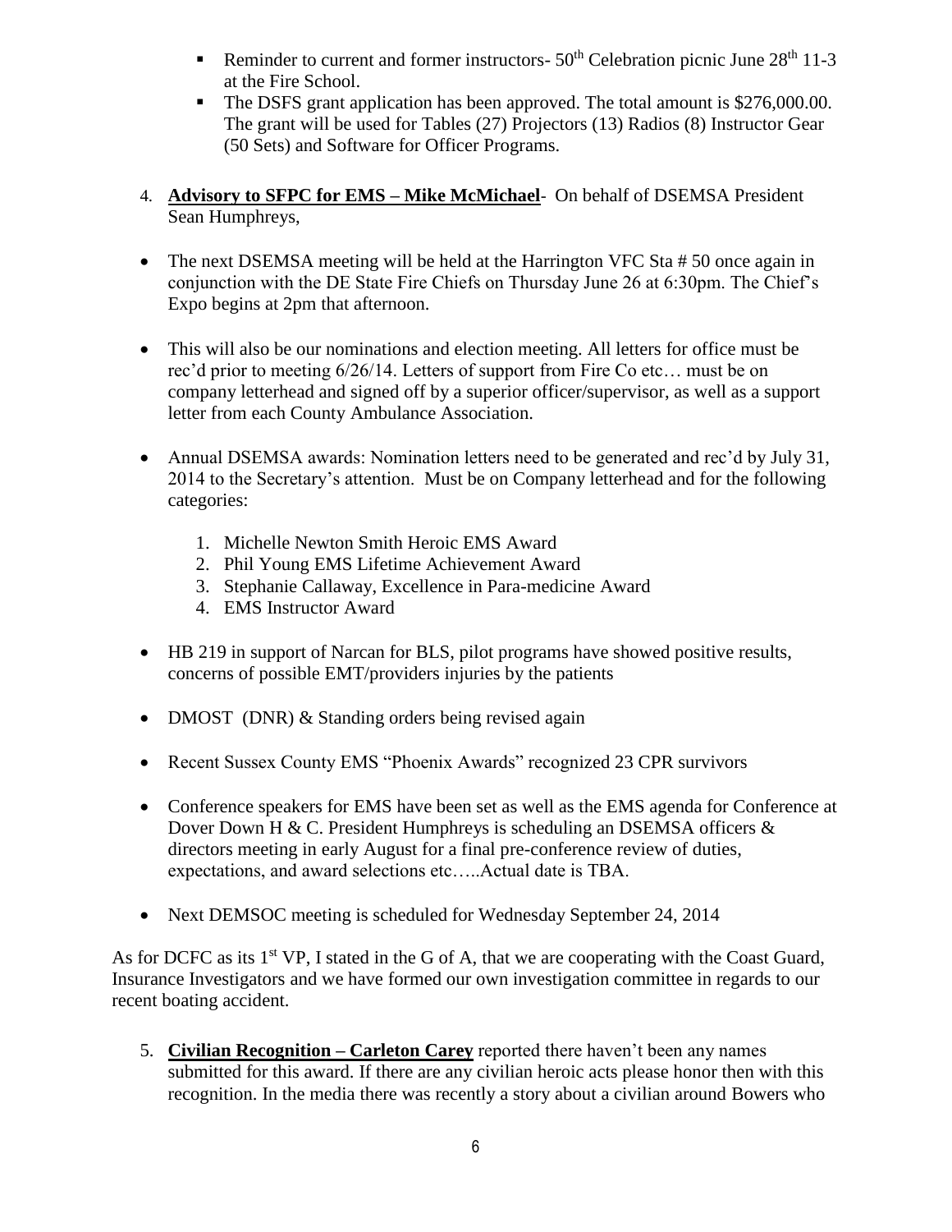- Reminder to current and former instructors- 50th Celebration picnic June 28th 11-3 at the Fire School.
- The DSFS grant application has been approved. The total amount is $276,000.00. The grant will be used for Tables (27) Projectors (13) Radios (8) Instructor Gear (50 Sets) and Software for Officer Programs.

4. **Advisory to SFPC for EMS – Mike McMichael**- On behalf of DSEMSA President Sean Humphreys,

- The next DSEMSA meeting will be held at the Harrington VFC Sta # 50 once again in conjunction with the DE State Fire Chiefs on Thursday June 26 at 6:30pm. The Chief's Expo begins at 2pm that afternoon.

- This will also be our nominations and election meeting. All letters for office must be rec'd prior to meeting 6/26/14. Letters of support from Fire Co etc… must be on company letterhead and signed off by a superior officer/supervisor, as well as a support letter from each County Ambulance Association.

- Annual DSEMSA awards: Nomination letters need to be generated and rec'd by July 31, 2014 to the Secretary's attention. Must be on Company letterhead and for the following categories:

  1. Michelle Newton Smith Heroic EMS Award
  2. Phil Young EMS Lifetime Achievement Award
  3. Stephanie Callaway, Excellence in Para-medicine Award
  4. EMS Instructor Award

- HB 219 in support of Narcan for BLS, pilot programs have showed positive results, concerns of possible EMT/providers injuries by the patients

- DMOST (DNR) & Standing orders being revised again

- Recent Sussex County EMS "Phoenix Awards" recognized 23 CPR survivors

- Conference speakers for EMS have been set as well as the EMS agenda for Conference at Dover Down H & C. President Humphreys is scheduling an DSEMSA officers & directors meeting in early August for a final pre-conference review of duties, expectations, and award selections etc…..Actual date is TBA.

- Next DEMSOC meeting is scheduled for Wednesday September 24, 2014

As for DCFC as its 1st VP, I stated in the G of A, that we are cooperating with the Coast Guard, Insurance Investigators and we have formed our own investigation committee in regards to our recent boating accident.

5. **Civilian Recognition – Carleton Carey** reported there haven't been any names submitted for this award. If there are any civilian heroic acts please honor then with this recognition. In the media there was recently a story about a civilian around Bowers who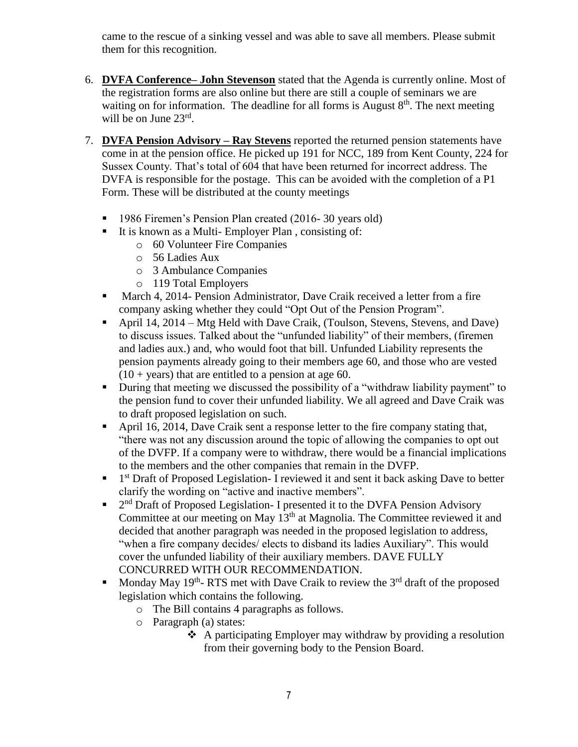came to the rescue of a sinking vessel and was able to save all members. Please submit them for this recognition.

6. **DVFA Conference– John Stevenson** stated that the Agenda is currently online. Most of the registration forms are also online but there are still a couple of seminars we are waiting on for information. The deadline for all forms is August 8th. The next meeting will be on June 23rd.

7. **DVFA Pension Advisory – Ray Stevens** reported the returned pension statements have come in at the pension office. He picked up 191 for NCC, 189 from Kent County, 224 for Sussex County. That's total of 604 that have been returned for incorrect address. The DVFA is responsible for the postage. This can be avoided with the completion of a P1 Form. These will be distributed at the county meetings

   - 1986 Firemen's Pension Plan created (2016- 30 years old)
   - It is known as a Multi- Employer Plan , consisting of:
     - 60 Volunteer Fire Companies
     - 56 Ladies Aux
     - 3 Ambulance Companies
     - 119 Total Employers
   - March 4, 2014- Pension Administrator, Dave Craik received a letter from a fire company asking whether they could "Opt Out of the Pension Program".
   - April 14, 2014 – Mtg Held with Dave Craik, (Toulson, Stevens, Stevens, and Dave) to discuss issues. Talked about the "unfunded liability" of their members, (firemen and ladies aux.) and, who would foot that bill. Unfunded Liability represents the pension payments already going to their members age 60, and those who are vested (10 + years) that are entitled to a pension at age 60.
   - During that meeting we discussed the possibility of a "withdraw liability payment" to the pension fund to cover their unfunded liability. We all agreed and Dave Craik was to draft proposed legislation on such.
   - April 16, 2014, Dave Craik sent a response letter to the fire company stating that, "there was not any discussion around the topic of allowing the companies to opt out of the DVFP. If a company were to withdraw, there would be a financial implications to the members and the other companies that remain in the DVFP.
   - 1st Draft of Proposed Legislation- I reviewed it and sent it back asking Dave to better clarify the wording on "active and inactive members".
   - 2nd Draft of Proposed Legislation- I presented it to the DVFA Pension Advisory Committee at our meeting on May 13th at Magnolia. The Committee reviewed it and decided that another paragraph was needed in the proposed legislation to address, "when a fire company decides/ elects to disband its ladies Auxiliary". This would cover the unfunded liability of their auxiliary members. DAVE FULLY CONCURRED WITH OUR RECOMMENDATION.
   - Monday May 19th- RTS met with Dave Craik to review the 3rd draft of the proposed legislation which contains the following.
     - The Bill contains 4 paragraphs as follows.
     - Paragraph (a) states:
       - A participating Employer may withdraw by providing a resolution from their governing body to the Pension Board.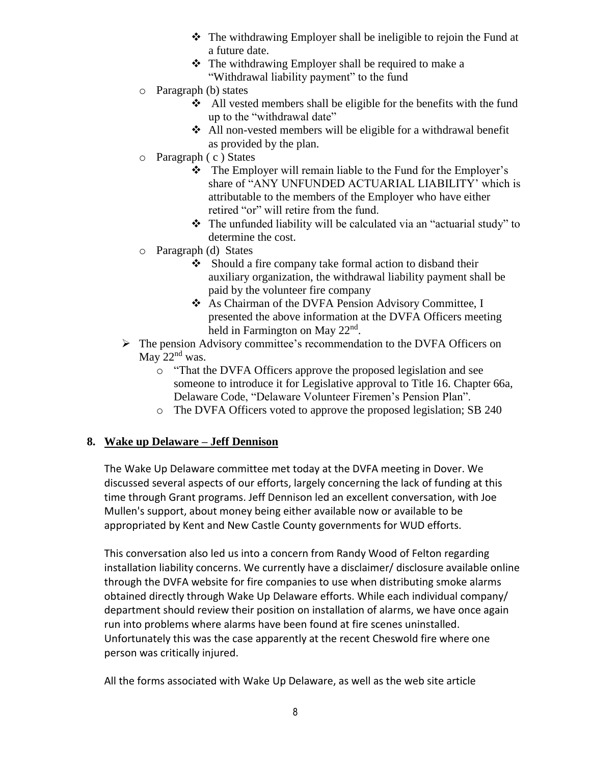- The withdrawing Employer shall be ineligible to rejoin the Fund at a future date.
- The withdrawing Employer shall be required to make a "Withdrawal liability payment" to the fund

- Paragraph (b) states
  - All vested members shall be eligible for the benefits with the fund up to the "withdrawal date"
  - All non-vested members will be eligible for a withdrawal benefit as provided by the plan.
- Paragraph ( c ) States
  - The Employer will remain liable to the Fund for the Employer's share of "ANY UNFUNDED ACTUARIAL LIABILITY' which is attributable to the members of the Employer who have either retired "or" will retire from the fund.
  - The unfunded liability will be calculated via an "actuarial study" to determine the cost.
- Paragraph (d) States
  - Should a fire company take formal action to disband their auxiliary organization, the withdrawal liability payment shall be paid by the volunteer fire company
  - As Chairman of the DVFA Pension Advisory Committee, I presented the above information at the DVFA Officers meeting held in Farmington on May 22nd.

- The pension Advisory committee's recommendation to the DVFA Officers on May 22nd was.
  - "That the DVFA Officers approve the proposed legislation and see someone to introduce it for Legislative approval to Title 16. Chapter 66a, Delaware Code, "Delaware Volunteer Firemen's Pension Plan".
  - The DVFA Officers voted to approve the proposed legislation; SB 240

## 8. Wake up Delaware – Jeff Dennison

The Wake Up Delaware committee met today at the DVFA meeting in Dover. We discussed several aspects of our efforts, largely concerning the lack of funding at this time through Grant programs. Jeff Dennison led an excellent conversation, with Joe Mullen's support, about money being either available now or available to be appropriated by Kent and New Castle County governments for WUD efforts.

This conversation also led us into a concern from Randy Wood of Felton regarding installation liability concerns. We currently have a disclaimer/ disclosure available online through the DVFA website for fire companies to use when distributing smoke alarms obtained directly through Wake Up Delaware efforts. While each individual company/ department should review their position on installation of alarms, we have once again run into problems where alarms have been found at fire scenes uninstalled. Unfortunately this was the case apparently at the recent Cheswold fire where one person was critically injured.

All the forms associated with Wake Up Delaware, as well as the web site article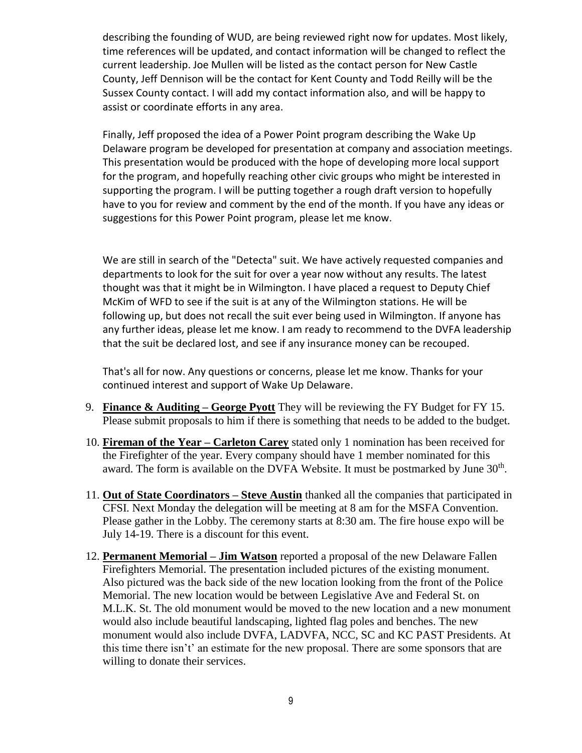describing the founding of WUD, are being reviewed right now for updates. Most likely, time references will be updated, and contact information will be changed to reflect the current leadership. Joe Mullen will be listed as the contact person for New Castle County, Jeff Dennison will be the contact for Kent County and Todd Reilly will be the Sussex County contact. I will add my contact information also, and will be happy to assist or coordinate efforts in any area.

Finally, Jeff proposed the idea of a Power Point program describing the Wake Up Delaware program be developed for presentation at company and association meetings. This presentation would be produced with the hope of developing more local support for the program, and hopefully reaching other civic groups who might be interested in supporting the program. I will be putting together a rough draft version to hopefully have to you for review and comment by the end of the month. If you have any ideas or suggestions for this Power Point program, please let me know.

We are still in search of the "Detecta" suit. We have actively requested companies and departments to look for the suit for over a year now without any results. The latest thought was that it might be in Wilmington. I have placed a request to Deputy Chief McKim of WFD to see if the suit is at any of the Wilmington stations. He will be following up, but does not recall the suit ever being used in Wilmington. If anyone has any further ideas, please let me know. I am ready to recommend to the DVFA leadership that the suit be declared lost, and see if any insurance money can be recouped.

That's all for now. Any questions or concerns, please let me know. Thanks for your continued interest and support of Wake Up Delaware.

9. **Finance & Auditing – George Pyott** They will be reviewing the FY Budget for FY 15. Please submit proposals to him if there is something that needs to be added to the budget.
10. **Fireman of the Year – Carleton Carey** stated only 1 nomination has been received for the Firefighter of the year. Every company should have 1 member nominated for this award. The form is available on the DVFA Website. It must be postmarked by June 30th.
11. **Out of State Coordinators – Steve Austin** thanked all the companies that participated in CFSI. Next Monday the delegation will be meeting at 8 am for the MSFA Convention. Please gather in the Lobby. The ceremony starts at 8:30 am. The fire house expo will be July 14-19. There is a discount for this event.
12. **Permanent Memorial – Jim Watson** reported a proposal of the new Delaware Fallen Firefighters Memorial. The presentation included pictures of the existing monument. Also pictured was the back side of the new location looking from the front of the Police Memorial. The new location would be between Legislative Ave and Federal St. on M.L.K. St. The old monument would be moved to the new location and a new monument would also include beautiful landscaping, lighted flag poles and benches. The new monument would also include DVFA, LADVFA, NCC, SC and KC PAST Presidents. At this time there isn't' an estimate for the new proposal. There are some sponsors that are willing to donate their services.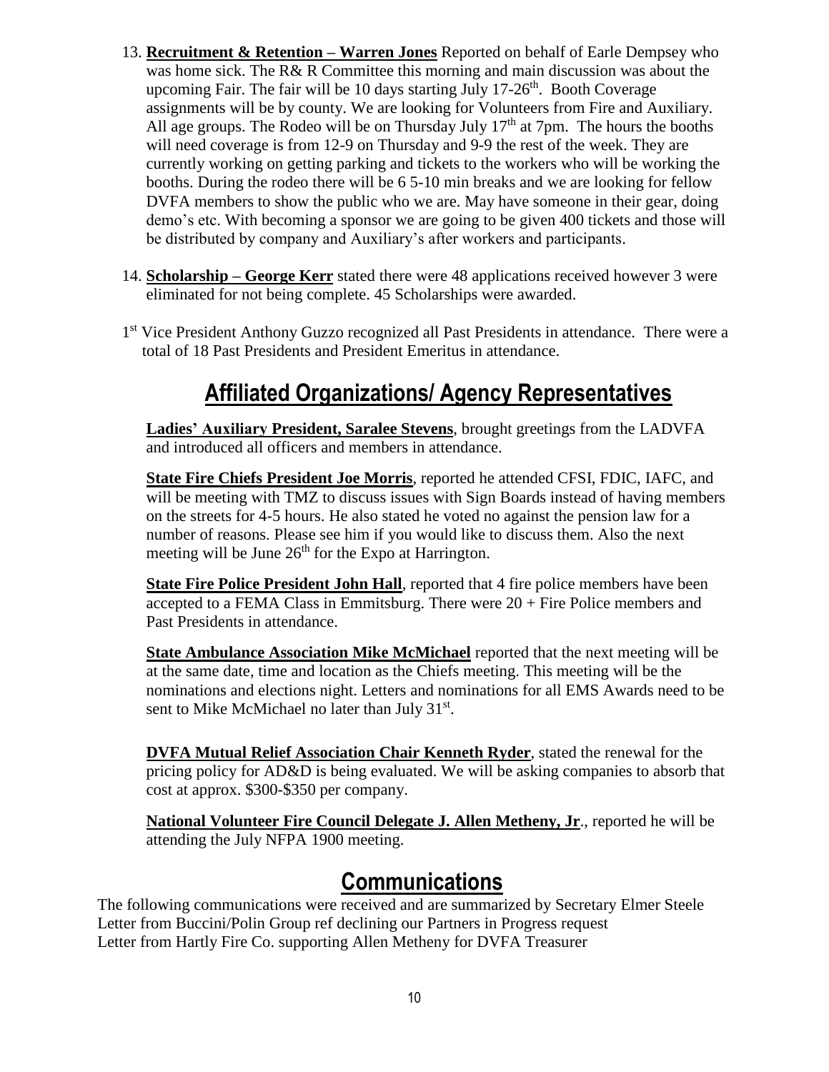13. **Recruitment & Retention – Warren Jones** Reported on behalf of Earle Dempsey who was home sick. The R& R Committee this morning and main discussion was about the upcoming Fair. The fair will be 10 days starting July 17-26th. Booth Coverage assignments will be by county. We are looking for Volunteers from Fire and Auxiliary. All age groups. The Rodeo will be on Thursday July 17th at 7pm. The hours the booths will need coverage is from 12-9 on Thursday and 9-9 the rest of the week. They are currently working on getting parking and tickets to the workers who will be working the booths. During the rodeo there will be 6 5-10 min breaks and we are looking for fellow DVFA members to show the public who we are. May have someone in their gear, doing demo's etc. With becoming a sponsor we are going to be given 400 tickets and those will be distributed by company and Auxiliary's after workers and participants.

14. **Scholarship – George Kerr** stated there were 48 applications received however 3 were eliminated for not being complete. 45 Scholarships were awarded.

1st Vice President Anthony Guzzo recognized all Past Presidents in attendance. There were a total of 18 Past Presidents and President Emeritus in attendance.

## Affiliated Organizations/ Agency Representatives

**Ladies' Auxiliary President, Saralee Stevens**, brought greetings from the LADVFA and introduced all officers and members in attendance.

**State Fire Chiefs President Joe Morris**, reported he attended CFSI, FDIC, IAFC, and will be meeting with TMZ to discuss issues with Sign Boards instead of having members on the streets for 4-5 hours. He also stated he voted no against the pension law for a number of reasons. Please see him if you would like to discuss them. Also the next meeting will be June 26th for the Expo at Harrington.

**State Fire Police President John Hall**, reported that 4 fire police members have been accepted to a FEMA Class in Emmitsburg. There were 20 + Fire Police members and Past Presidents in attendance.

**State Ambulance Association Mike McMichael** reported that the next meeting will be at the same date, time and location as the Chiefs meeting. This meeting will be the nominations and elections night. Letters and nominations for all EMS Awards need to be sent to Mike McMichael no later than July 31st.

**DVFA Mutual Relief Association Chair Kenneth Ryder**, stated the renewal for the pricing policy for AD&D is being evaluated. We will be asking companies to absorb that cost at approx. $300-$350 per company.

**National Volunteer Fire Council Delegate J. Allen Metheny, Jr**., reported he will be attending the July NFPA 1900 meeting.

## Communications

The following communications were received and are summarized by Secretary Elmer Steele
Letter from Buccini/Polin Group ref declining our Partners in Progress request
Letter from Hartly Fire Co. supporting Allen Metheny for DVFA Treasurer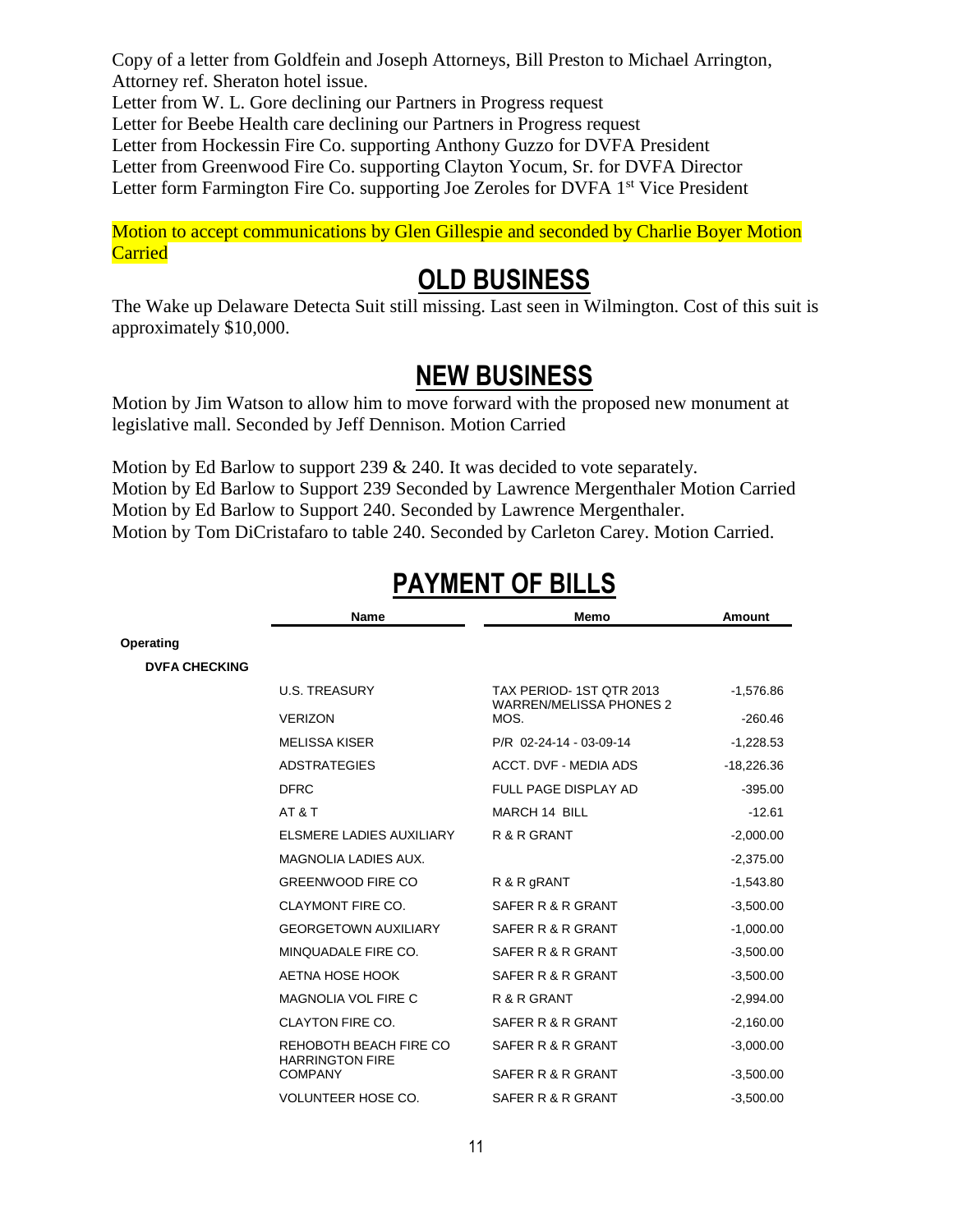Copy of a letter from Goldfein and Joseph Attorneys, Bill Preston to Michael Arrington, Attorney ref. Sheraton hotel issue.
Letter from W. L. Gore declining our Partners in Progress request
Letter for Beebe Health care declining our Partners in Progress request
Letter from Hockessin Fire Co. supporting Anthony Guzzo for DVFA President
Letter from Greenwood Fire Co. supporting Clayton Yocum, Sr. for DVFA Director
Letter form Farmington Fire Co. supporting Joe Zeroles for DVFA 1st Vice President

Motion to accept communications by Glen Gillespie and seconded by Charlie Boyer Motion Carried

## OLD BUSINESS

The Wake up Delaware Detecta Suit still missing. Last seen in Wilmington. Cost of this suit is approximately $10,000.

## NEW BUSINESS

Motion by Jim Watson to allow him to move forward with the proposed new monument at legislative mall. Seconded by Jeff Dennison. Motion Carried

Motion by Ed Barlow to support 239 & 240. It was decided to vote separately.
Motion by Ed Barlow to Support 239 Seconded by Lawrence Mergenthaler Motion Carried
Motion by Ed Barlow to Support 240. Seconded by Lawrence Mergenthaler.
Motion by Tom DiCristafaro to table 240. Seconded by Carleton Carey. Motion Carried.

## PAYMENT OF BILLS

| | Name | Memo | Amount |
|---|---|---|---|
| **Operating** | | | |
| **DVFA CHECKING** | | | |
| | U.S. TREASURY | TAX PERIOD- 1ST QTR 2013 | -1,576.86 |
| | VERIZON | WARREN/MELISSA PHONES 2 MOS. | -260.46 |
| | MELISSA KISER | P/R 02-24-14 - 03-09-14 | -1,228.53 |
| | ADSTRATEGIES | ACCT. DVF - MEDIA ADS | -18,226.36 |
| | DFRC | FULL PAGE DISPLAY AD | -395.00 |
| | AT & T | MARCH 14 BILL | -12.61 |
| | ELSMERE LADIES AUXILIARY | R & R GRANT | -2,000.00 |
| | MAGNOLIA LADIES AUX. | | -2,375.00 |
| | GREENWOOD FIRE CO | R & R gRANT | -1,543.80 |
| | CLAYMONT FIRE CO. | SAFER R & R GRANT | -3,500.00 |
| | GEORGETOWN AUXILIARY | SAFER R & R GRANT | -1,000.00 |
| | MINQUADALE FIRE CO. | SAFER R & R GRANT | -3,500.00 |
| | AETNA HOSE HOOK | SAFER R & R GRANT | -3,500.00 |
| | MAGNOLIA VOL FIRE C | R & R GRANT | -2,994.00 |
| | CLAYTON FIRE CO. | SAFER R & R GRANT | -2,160.00 |
| | REHOBOTH BEACH FIRE CO | SAFER R & R GRANT | -3,000.00 |
| | HARRINGTON FIRE COMPANY | SAFER R & R GRANT | -3,500.00 |
| | VOLUNTEER HOSE CO. | SAFER R & R GRANT | -3,500.00 |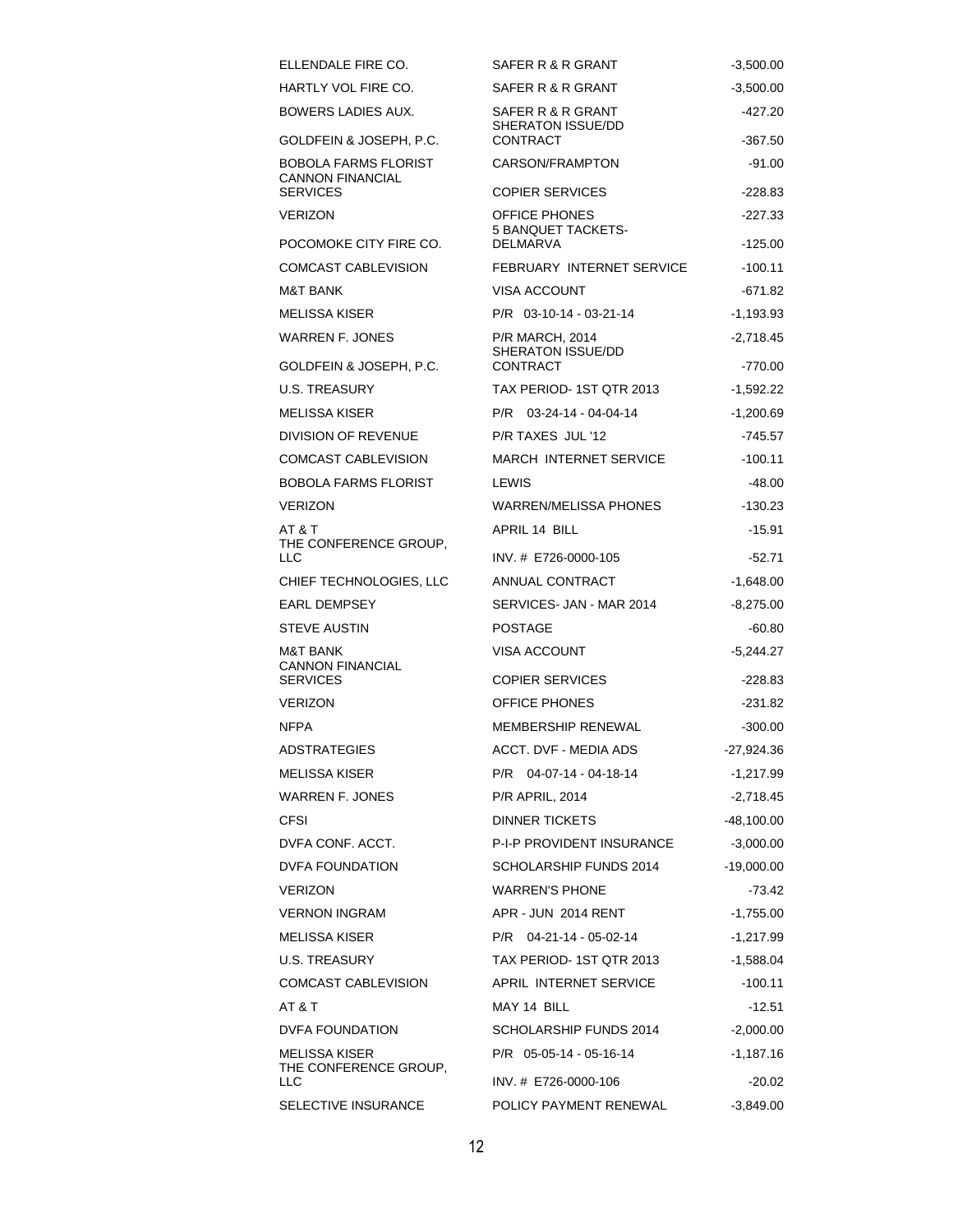| | | |
|---|---|---|
| ELLENDALE FIRE CO. | SAFER R & R GRANT | -3,500.00 |
| HARTLY VOL FIRE CO. | SAFER R & R GRANT | -3,500.00 |
| BOWERS LADIES AUX. | SAFER R & R GRANT | -427.20 |
| GOLDFEIN & JOSEPH, P.C. | SHERATON ISSUE/DD CONTRACT | -367.50 |
| BOBOLA FARMS FLORIST | CARSON/FRAMPTON | -91.00 |
| CANNON FINANCIAL SERVICES | COPIER SERVICES | -228.83 |
| VERIZON | OFFICE PHONES | -227.33 |
| POCOMOKE CITY FIRE CO. | 5 BANQUET TACKETS-DELMARVA | -125.00 |
| COMCAST CABLEVISION | FEBRUARY INTERNET SERVICE | -100.11 |
| M&T BANK | VISA ACCOUNT | -671.82 |
| MELISSA KISER | P/R 03-10-14 - 03-21-14 | -1,193.93 |
| WARREN F. JONES | P/R MARCH, 2014 | -2,718.45 |
| GOLDFEIN & JOSEPH, P.C. | SHERATON ISSUE/DD CONTRACT | -770.00 |
| U.S. TREASURY | TAX PERIOD- 1ST QTR 2013 | -1,592.22 |
| MELISSA KISER | P/R 03-24-14 - 04-04-14 | -1,200.69 |
| DIVISION OF REVENUE | P/R TAXES JUL '12 | -745.57 |
| COMCAST CABLEVISION | MARCH INTERNET SERVICE | -100.11 |
| BOBOLA FARMS FLORIST | LEWIS | -48.00 |
| VERIZON | WARREN/MELISSA PHONES | -130.23 |
| AT & T | APRIL 14 BILL | -15.91 |
| THE CONFERENCE GROUP, LLC | INV. # E726-0000-105 | -52.71 |
| CHIEF TECHNOLOGIES, LLC | ANNUAL CONTRACT | -1,648.00 |
| EARL DEMPSEY | SERVICES- JAN - MAR 2014 | -8,275.00 |
| STEVE AUSTIN | POSTAGE | -60.80 |
| M&T BANK | VISA ACCOUNT | -5,244.27 |
| CANNON FINANCIAL SERVICES | COPIER SERVICES | -228.83 |
| VERIZON | OFFICE PHONES | -231.82 |
| NFPA | MEMBERSHIP RENEWAL | -300.00 |
| ADSTRATEGIES | ACCT. DVF - MEDIA ADS | -27,924.36 |
| MELISSA KISER | P/R 04-07-14 - 04-18-14 | -1,217.99 |
| WARREN F. JONES | P/R APRIL, 2014 | -2,718.45 |
| CFSI | DINNER TICKETS | -48,100.00 |
| DVFA CONF. ACCT. | P-I-P PROVIDENT INSURANCE | -3,000.00 |
| DVFA FOUNDATION | SCHOLARSHIP FUNDS 2014 | -19,000.00 |
| VERIZON | WARREN'S PHONE | -73.42 |
| VERNON INGRAM | APR - JUN 2014 RENT | -1,755.00 |
| MELISSA KISER | P/R 04-21-14 - 05-02-14 | -1,217.99 |
| U.S. TREASURY | TAX PERIOD- 1ST QTR 2013 | -1,588.04 |
| COMCAST CABLEVISION | APRIL INTERNET SERVICE | -100.11 |
| AT & T | MAY 14 BILL | -12.51 |
| DVFA FOUNDATION | SCHOLARSHIP FUNDS 2014 | -2,000.00 |
| MELISSA KISER | P/R 05-05-14 - 05-16-14 | -1,187.16 |
| THE CONFERENCE GROUP, LLC | INV. # E726-0000-106 | -20.02 |
| SELECTIVE INSURANCE | POLICY PAYMENT RENEWAL | -3,849.00 |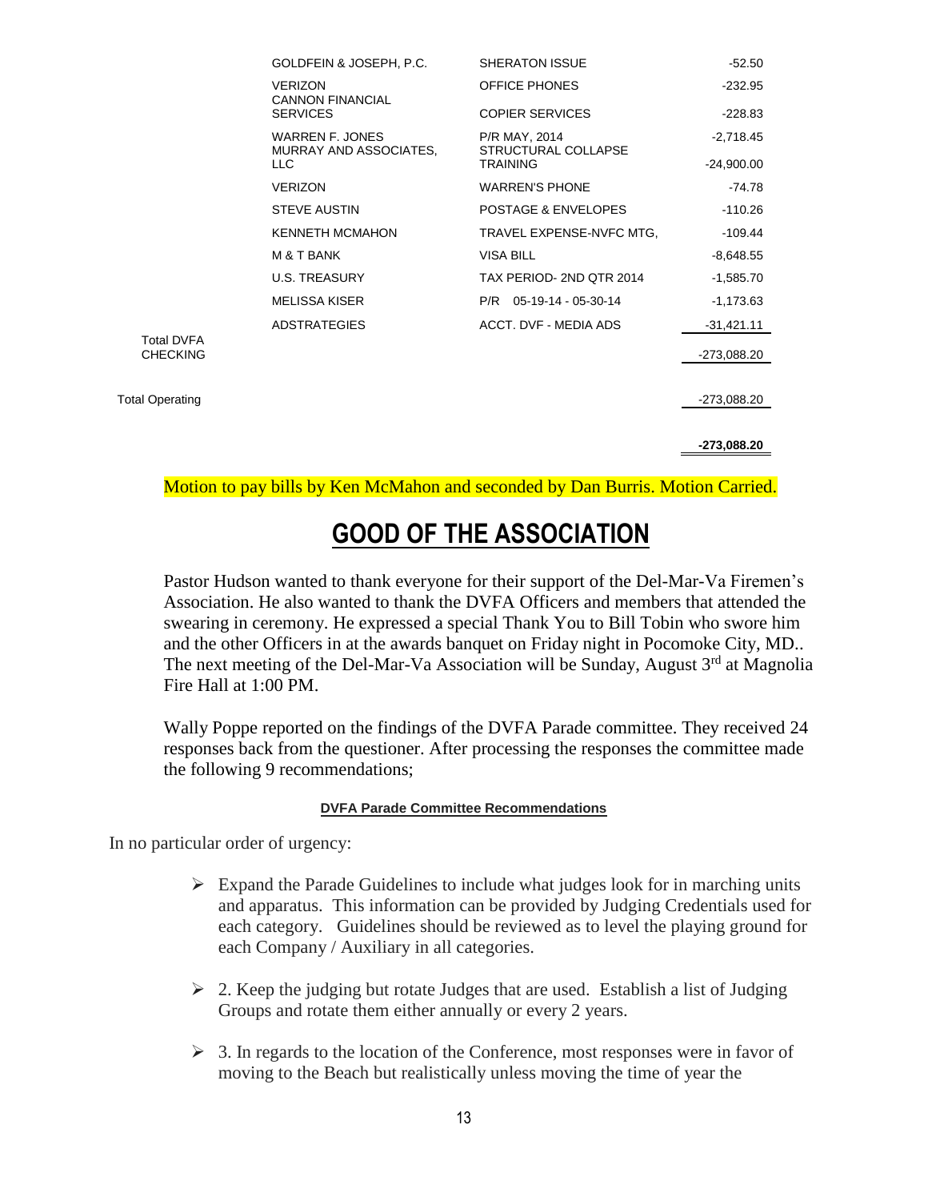| | Payee | Memo | Amount |
|---|---|---|---|
| | GOLDFEIN & JOSEPH, P.C. | SHERATON ISSUE | -52.50 |
| | VERIZON | OFFICE PHONES | -232.95 |
| | CANNON FINANCIAL SERVICES | COPIER SERVICES | -228.83 |
| | WARREN F. JONES | P/R MAY, 2014 | -2,718.45 |
| | MURRAY AND ASSOCIATES, LLC | STRUCTURAL COLLAPSE TRAINING | -24,900.00 |
| | VERIZON | WARREN'S PHONE | -74.78 |
| | STEVE AUSTIN | POSTAGE & ENVELOPES | -110.26 |
| | KENNETH MCMAHON | TRAVEL EXPENSE-NVFC MTG, | -109.44 |
| | M & T BANK | VISA BILL | -8,648.55 |
| | U.S. TREASURY | TAX PERIOD- 2ND QTR 2014 | -1,585.70 |
| | MELISSA KISER | P/R 05-19-14 - 05-30-14 | -1,173.63 |
| | ADSTRATEGIES | ACCT. DVF - MEDIA ADS | -31,421.11 |
| Total DVFA CHECKING | | | -273,088.20 |
| Total Operating | | | -273,088.20 |
| | | | **-273,088.20** |

Motion to pay bills by Ken McMahon and seconded by Dan Burris. Motion Carried.

# GOOD OF THE ASSOCIATION

Pastor Hudson wanted to thank everyone for their support of the Del-Mar-Va Firemen's Association. He also wanted to thank the DVFA Officers and members that attended the swearing in ceremony. He expressed a special Thank You to Bill Tobin who swore him and the other Officers in at the awards banquet on Friday night in Pocomoke City, MD.. The next meeting of the Del-Mar-Va Association will be Sunday, August 3rd at Magnolia Fire Hall at 1:00 PM.

Wally Poppe reported on the findings of the DVFA Parade committee. They received 24 responses back from the questioner. After processing the responses the committee made the following 9 recommendations;

**DVFA Parade Committee Recommendations**

In no particular order of urgency:

- Expand the Parade Guidelines to include what judges look for in marching units and apparatus. This information can be provided by Judging Credentials used for each category. Guidelines should be reviewed as to level the playing ground for each Company / Auxiliary in all categories.
- 2. Keep the judging but rotate Judges that are used. Establish a list of Judging Groups and rotate them either annually or every 2 years.
- 3. In regards to the location of the Conference, most responses were in favor of moving to the Beach but realistically unless moving the time of year the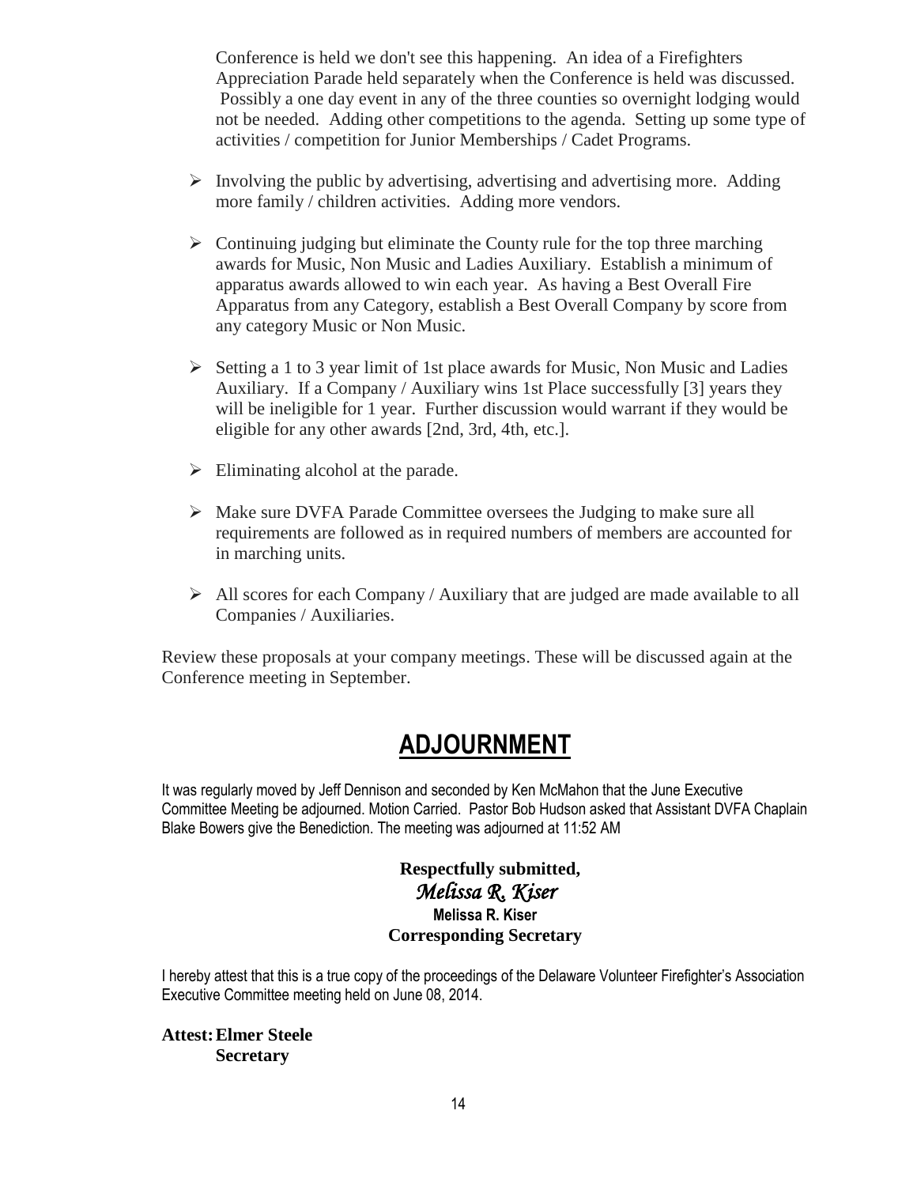Conference is held we don't see this happening. An idea of a Firefighters Appreciation Parade held separately when the Conference is held was discussed. Possibly a one day event in any of the three counties so overnight lodging would not be needed. Adding other competitions to the agenda. Setting up some type of activities / competition for Junior Memberships / Cadet Programs.

- Involving the public by advertising, advertising and advertising more. Adding more family / children activities. Adding more vendors.
- Continuing judging but eliminate the County rule for the top three marching awards for Music, Non Music and Ladies Auxiliary. Establish a minimum of apparatus awards allowed to win each year. As having a Best Overall Fire Apparatus from any Category, establish a Best Overall Company by score from any category Music or Non Music.
- Setting a 1 to 3 year limit of 1st place awards for Music, Non Music and Ladies Auxiliary. If a Company / Auxiliary wins 1st Place successfully [3] years they will be ineligible for 1 year. Further discussion would warrant if they would be eligible for any other awards [2nd, 3rd, 4th, etc.].
- Eliminating alcohol at the parade.
- Make sure DVFA Parade Committee oversees the Judging to make sure all requirements are followed as in required numbers of members are accounted for in marching units.
- All scores for each Company / Auxiliary that are judged are made available to all Companies / Auxiliaries.

Review these proposals at your company meetings. These will be discussed again at the Conference meeting in September.

# ADJOURNMENT

It was regularly moved by Jeff Dennison and seconded by Ken McMahon that the June Executive Committee Meeting be adjourned. Motion Carried. Pastor Bob Hudson asked that Assistant DVFA Chaplain Blake Bowers give the Benediction. The meeting was adjourned at 11:52 AM

**Respectfully submitted,**
*Melissa R. Kiser*
**Melissa R. Kiser**
**Corresponding Secretary**

I hereby attest that this is a true copy of the proceedings of the Delaware Volunteer Firefighter's Association Executive Committee meeting held on June 08, 2014.

**Attest: Elmer Steele**
**Secretary**